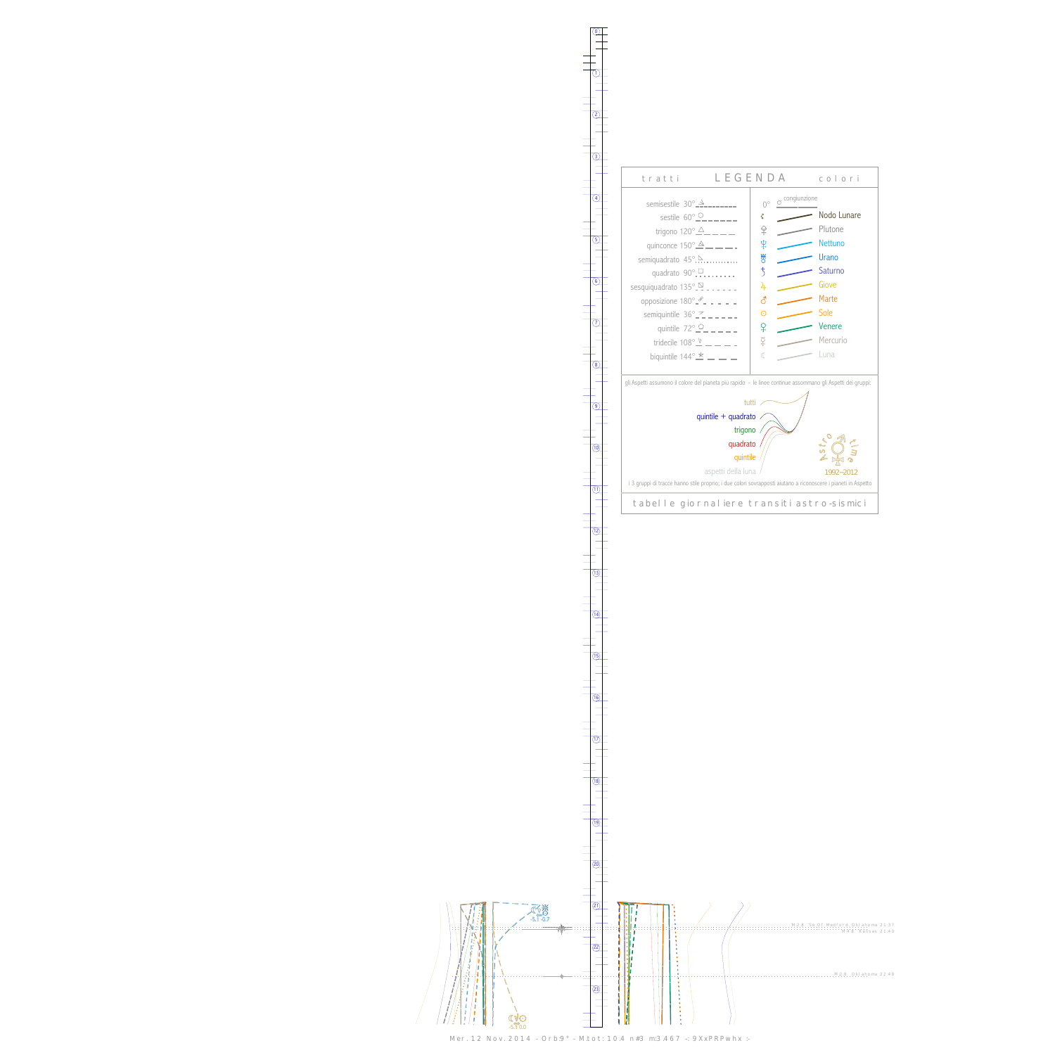## LEGENDA

tratti — colori

| tratti | colori |
|---|---|
| semisestile 30° | 0° congiunzione |
| sestile 60° | Nodo Lunare |
| trigono 120° | Plutone |
| quinconce 150° | Nettuno |
| semiquadrato 45° | Urano |
| quadrato 90° | Saturno |
| sesquiquadrato 135° | Giove |
| opposizione 180° | Marte |
| semiquintile 36° | Sole |
| quintile 72° | Venere |
| tridecile 108° | Mercurio |
| biquintile 144° | Luna |

gli Aspetti assumono il colore del pianeta più rapido - le linee continue assommano gli Aspetti dei gruppi:

- tutti
- quintile + quadrato
- trigono
- quadrato
- quintile
- aspetti della luna

Astro time 1992–2012

i 3 gruppi di tracce hanno stile proprio; i due colori sovrapposti aiutano a riconoscere i pianeti in Aspetto

tabelle giornaliere transiti astro-sismici

M 2.8 Se Of Medford, Oklahoma 21:37
M 4.8 Kansas 21:40
M 2.8 Oklahoma 22:48

-5.1 -0.7

-5.1 0.0

Mer. 12 Nov. 2014 - Orb:9° - M.tot: 10.4 n#3 m:3.467 -: 9XxPRPwhx :-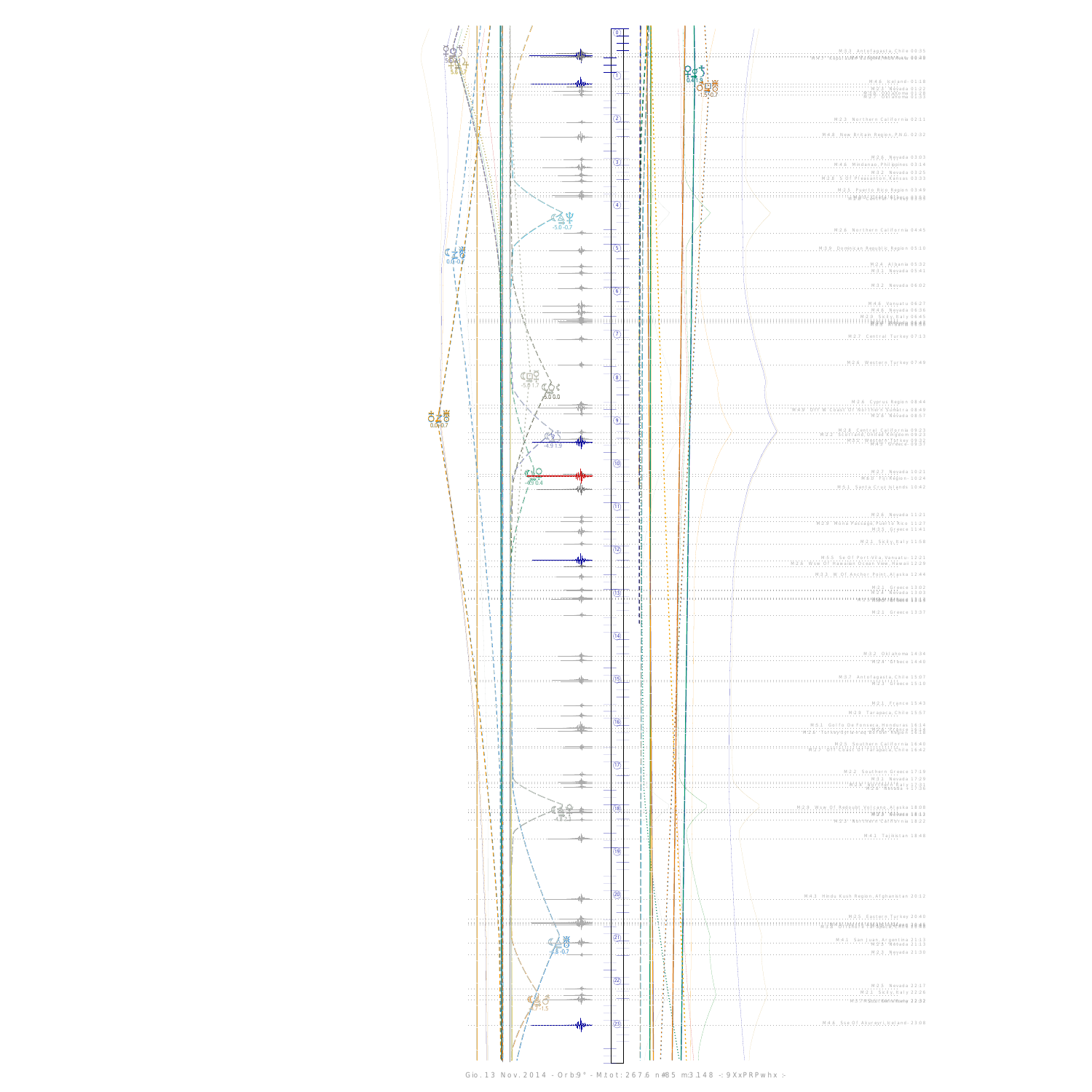M:3.3 Antofagasta Chile 00:35

M:4.6 Iceland 01:18

M:3.1 Nevada 01:22

M:4.5 Oklahoma 01:29

M:2.3 Northern California 02:11

M:4.8 New Britain Region P.N.G. 02:32

M:2.6 Nevada 03:03

M:4.6 Mindanao Philippines 03:14

M:3.2 Nevada 03:25

M:2.9 S Of Pleasanton Kansas 03:33

M:3.5 Puerto Rico Region 03:49

M:2.6 Northern California 04:45

M:3.0 Dominican Republic Region 05:10

M:2.4 Albania 05:32

M:3.2 Nevada 05:41

M:3.2 Nevada 06:02

M:4.6 Vanuatu 06:27

M:4.6 Nevada 06:36

M:2.7 Central Turkey 07:13

M:2.6 Western Turkey 07:49

M:2.6 Cyprus Region 08:44

M:2.6 Nevada 08:57

M:2.6 Central California 09:23

M:2.7 Nevada 10:21

M:5.1 Santa Cruz Islands 10:42

M:2.6 Nevada 11:21

M:2.9 Mona Passage Puerto Rico 11:27

M:3.3 Greece 11:41

M:3.1 Sicily Italy 11:58

M:5.5 Se Of Port-Vila Vanuatu 12:21

M:2.6 Wsw Of Hawaiian Ocean View Hawaii 12:29

M:3.3 W Of Anchor Point Alaska 12:44

M:3.1 Greece 13:02

M:2.4 Nevada 13:03

M:3.1 Greece 13:37

M:3.2 Oklahoma 14:34

M:2.4 Greece 14:40

M:3.7 Antofagasta Chile 15:07

M:2.1 Greece 15:10

M:2.1 France 15:43

M:2.9 Tarapaca Chile 15:57

M:5.1 Golfo De Fonseca Honduras 16:14

M:2.5 Southern California 16:40

M:2.2 Southern Greece 17:19

M:3.1 Nevada 17:29

M:2.8 Wsw Of Redoubt Volcano Alaska 18:08

M:2.1 Northern California 18:22

M:4.1 Tajikistan 18:48

M:4.3 Hindu Kush Region Afghanistan 20:12

M:2.5 Eastern Turkey 20:40

M:4.3 San Juan Argentina 21:13

M:2.3 Nevada 21:30

M:2.5 Nevada 22:17

M:2.1 Sicily Italy 22:26

M:4.6 Sse Of Akureyri Iceland 23:08

Gio. 13 Nov. 2014 - Orb:9° - M.tot: 267.6 n#85 m:3.148 -: 9XxPRPwhx :-